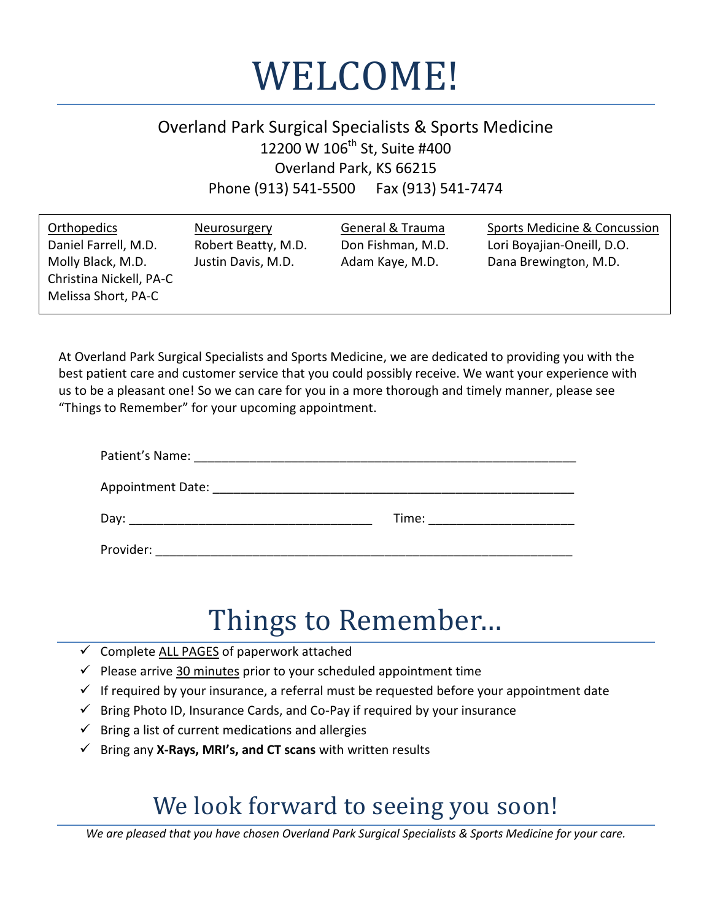# WELCOME!

Overland Park Surgical Specialists & Sports Medicine
12200 W 106th St, Suite #400
Overland Park, KS 66215
Phone (913) 541-5500 Fax (913) 541-7474

| Orthopedics | Neurosurgery | General & Trauma | Sports Medicine & Concussion |
|---|---|---|---|
| Daniel Farrell, M.D. | Robert Beatty, M.D. | Don Fishman, M.D. | Lori Boyajian-Oneill, D.O. |
| Molly Black, M.D. | Justin Davis, M.D. | Adam Kaye, M.D. | Dana Brewington, M.D. |
| Christina Nickell, PA-C | | | |
| Melissa Short, PA-C | | | |

At Overland Park Surgical Specialists and Sports Medicine, we are dedicated to providing you with the best patient care and customer service that you could possibly receive. We want your experience with us to be a pleasant one! So we can care for you in a more thorough and timely manner, please see "Things to Remember" for your upcoming appointment.

Patient's Name: ______________________________________________

Appointment Date: ____________________________________________

Day: ______________________________ Time: ____________________

Provider: ____________________________________________________

## Things to Remember…

- ✓ Complete ALL PAGES of paperwork attached
- ✓ Please arrive 30 minutes prior to your scheduled appointment time
- ✓ If required by your insurance, a referral must be requested before your appointment date
- ✓ Bring Photo ID, Insurance Cards, and Co-Pay if required by your insurance
- ✓ Bring a list of current medications and allergies
- ✓ Bring any **X-Rays, MRI's, and CT scans** with written results

## We look forward to seeing you soon!

*We are pleased that you have chosen Overland Park Surgical Specialists & Sports Medicine for your care.*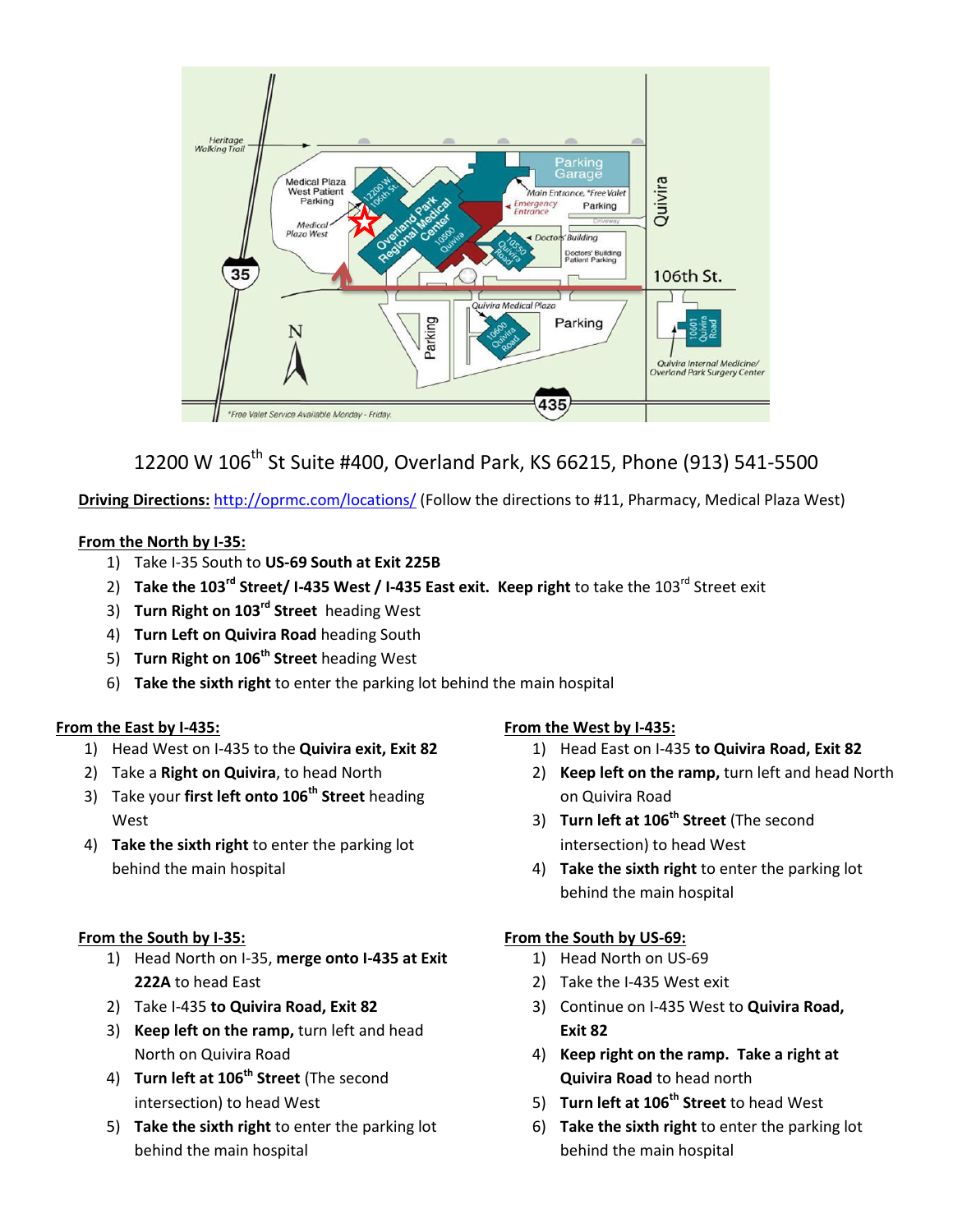12200 W 106th St Suite #400, Overland Park, KS 66215, Phone (913) 541-5500

**Driving Directions:** http://oprmc.com/locations/ (Follow the directions to #11, Pharmacy, Medical Plaza West)

**From the North by I-35:**

1) Take I-35 South to **US-69 South at Exit 225B**
2) **Take the 103rd Street/ I-435 West / I-435 East exit. Keep right** to take the 103rd Street exit
3) **Turn Right on 103rd Street** heading West
4) **Turn Left on Quivira Road** heading South
5) **Turn Right on 106th Street** heading West
6) **Take the sixth right** to enter the parking lot behind the main hospital

**From the East by I-435:**

1) Head West on I-435 to the **Quivira exit, Exit 82**
2) Take a **Right on Quivira**, to head North
3) Take your **first left onto 106th Street** heading West
4) **Take the sixth right** to enter the parking lot behind the main hospital

**From the West by I-435:**

1) Head East on I-435 **to Quivira Road, Exit 82**
2) **Keep left on the ramp,** turn left and head North on Quivira Road
3) **Turn left at 106th Street** (The second intersection) to head West
4) **Take the sixth right** to enter the parking lot behind the main hospital

**From the South by I-35:**

1) Head North on I-35, **merge onto I-435 at Exit 222A** to head East
2) Take I-435 **to Quivira Road, Exit 82**
3) **Keep left on the ramp,** turn left and head North on Quivira Road
4) **Turn left at 106th Street** (The second intersection) to head West
5) **Take the sixth right** to enter the parking lot behind the main hospital

**From the South by US-69:**

1) Head North on US-69
2) Take the I-435 West exit
3) Continue on I-435 West to **Quivira Road, Exit 82**
4) **Keep right on the ramp. Take a right at Quivira Road** to head north
5) **Turn left at 106th Street** to head West
6) **Take the sixth right** to enter the parking lot behind the main hospital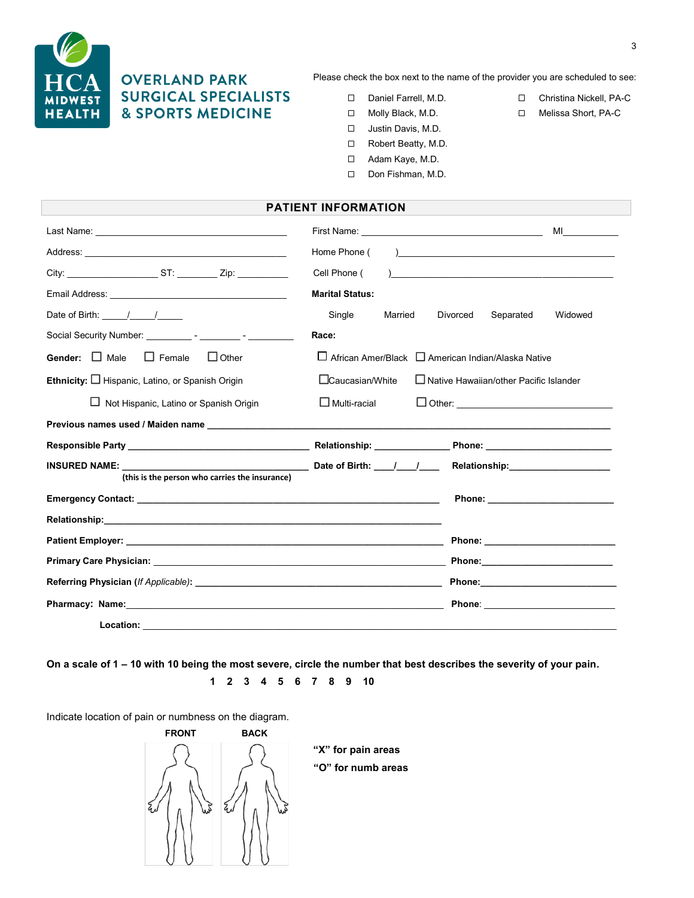# OVERLAND PARK SURGICAL SPECIALISTS & SPORTS MEDICINE

HCA MIDWEST HEALTH

Please check the box next to the name of the provider you are scheduled to see:

- ☐ Daniel Farrell, M.D.
- ☐ Molly Black, M.D.
- ☐ Justin Davis, M.D.
- ☐ Robert Beatty, M.D.
- ☐ Adam Kaye, M.D.
- ☐ Don Fishman, M.D.
- ☐ Christina Nickell, PA-C
- ☐ Melissa Short, PA-C

## PATIENT INFORMATION

Last Name: ______________________________ First Name: ______________________________ MI__________

Address: ______________________________ Home Phone ( ) ______________________________

City: ______________ ST: ________ Zip: __________ Cell Phone ( ) ______________________________

Email Address: ______________________________ **Marital Status:**

Date of Birth: _____/_____/_____ Single Married Divorced Separated Widowed

Social Security Number: _________ - ________ - _________ **Race:**

**Gender:** ☐ Male ☐ Female ☐ Other

☐ African Amer/Black ☐ American Indian/Alaska Native

**Ethnicity:** ☐ Hispanic, Latino, or Spanish Origin

☐ Caucasian/White ☐ Native Hawaiian/other Pacific Islander

☐ Not Hispanic, Latino or Spanish Origin

☐ Multi-racial ☐ Other: ______________________________

**Previous names used / Maiden name** ______________________________________________________________

**Responsible Party** ______________________________ **Relationship:** ______________ **Phone:** ______________________

**INSURED NAME:** ______________________________ **Date of Birth:** ____/____/____ **Relationship:**____________________
**(this is the person who carries the insurance)**

**Emergency Contact:** ______________________________________________ **Phone:** ______________________

**Relationship:**______________________________________________

**Patient Employer:** ______________________________________________ **Phone:** ______________________

**Primary Care Physician:** ______________________________________________ **Phone:**______________________

**Referring Physician (*If Applicable*):** ______________________________________________ **Phone:**______________________

**Pharmacy: Name:**______________________________________________ **Phone**: ______________________

**Location:** ______________________________________________________________________

**On a scale of 1 – 10 with 10 being the most severe, circle the number that best describes the severity of your pain.**

**1 2 3 4 5 6 7 8 9 10**

Indicate location of pain or numbness on the diagram.

**FRONT** **BACK**

**"X" for pain areas**

**"O" for numb areas**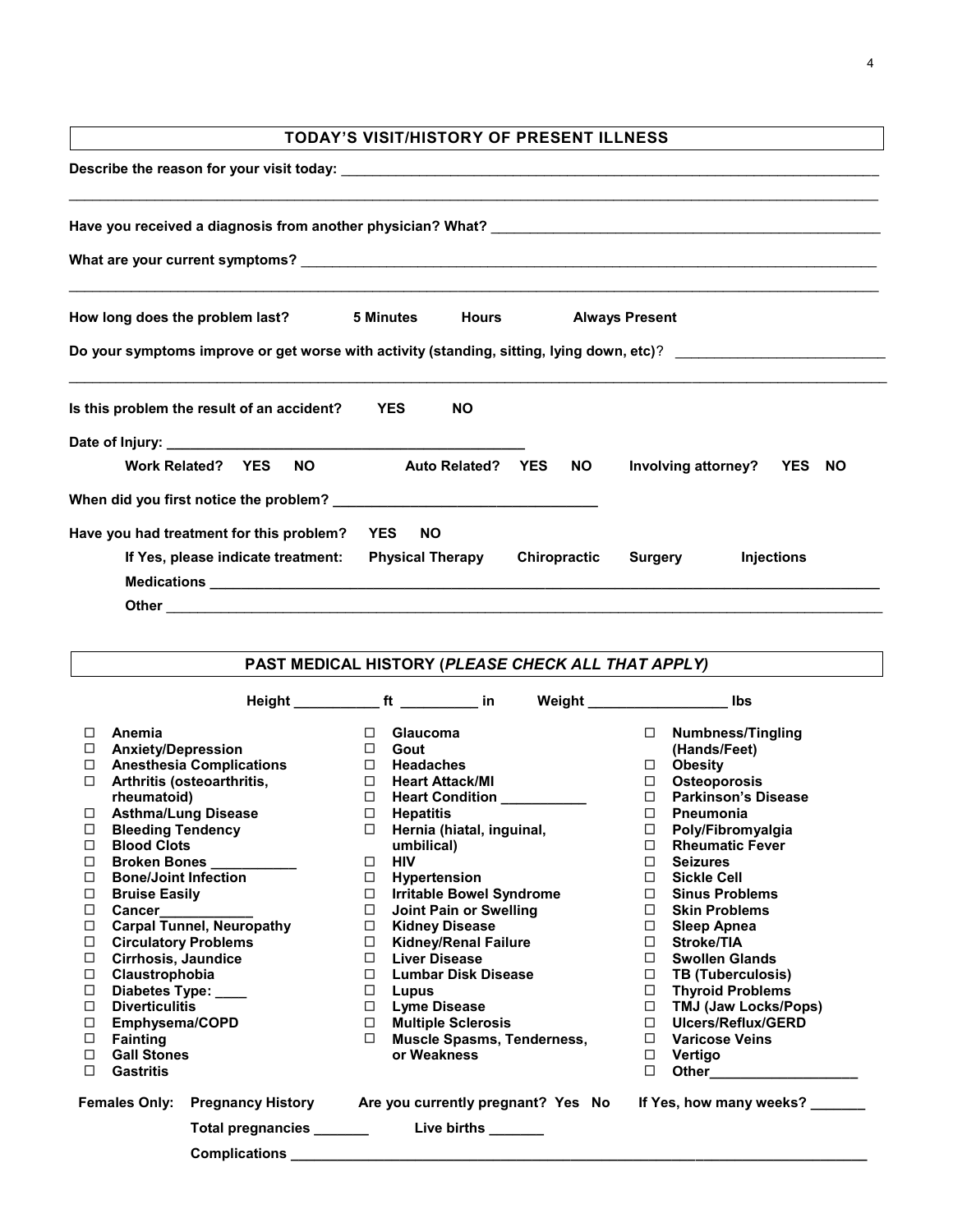## TODAY'S VISIT/HISTORY OF PRESENT ILLNESS

**Describe the reason for your visit today:** ______________________________________________________________________

______________________________________________________________________________________________

**Have you received a diagnosis from another physician? What?** ______________________________________________

**What are your current symptoms?** ____________________________________________________________________

______________________________________________________________________________________________

**How long does the problem last?** **5 Minutes** **Hours** **Always Present**

**Do your symptoms improve or get worse with activity (standing, sitting, lying down, etc)?** ________________________

______________________________________________________________________________________________

**Is this problem the result of an accident?** **YES** **NO**

**Date of Injury:** ____________________________________________

**Work Related? YES NO** **Auto Related? YES NO** **Involving attorney? YES NO**

**When did you first notice the problem?** _______________________________

**Have you had treatment for this problem?** **YES** **NO**

**If Yes, please indicate treatment:** **Physical Therapy** **Chiropractic** **Surgery** **Injections**

**Medications** _____________________________________________________________________________________

**Other** __________________________________________________________________________________________

## PAST MEDICAL HISTORY (*PLEASE CHECK ALL THAT APPLY*)

**Height** __________ **ft** _________ **in** **Weight** ________________ **lbs**

- ☐ **Anemia**
- ☐ **Anxiety/Depression**
- ☐ **Anesthesia Complications**
- ☐ **Arthritis (osteoarthritis, rheumatoid)**
- ☐ **Asthma/Lung Disease**
- ☐ **Bleeding Tendency**
- ☐ **Blood Clots**
- ☐ **Broken Bones** __________
- ☐ **Bone/Joint Infection**
- ☐ **Bruise Easily**
- ☐ **Cancer**____________
- ☐ **Carpal Tunnel, Neuropathy**
- ☐ **Circulatory Problems**
- ☐ **Cirrhosis, Jaundice**
- ☐ **Claustrophobia**
- ☐ **Diabetes Type:** ____
- ☐ **Diverticulitis**
- ☐ **Emphysema/COPD**
- ☐ **Fainting**
- ☐ **Gall Stones**
- ☐ **Gastritis**
- ☐ **Glaucoma**
- ☐ **Gout**
- ☐ **Headaches**
- ☐ **Heart Attack/MI**
- ☐ **Heart Condition** __________
- ☐ **Hepatitis**
- ☐ **Hernia (hiatal, inguinal, umbilical)**
- ☐ **HIV**
- ☐ **Hypertension**
- ☐ **Irritable Bowel Syndrome**
- ☐ **Joint Pain or Swelling**
- ☐ **Kidney Disease**
- ☐ **Kidney/Renal Failure**
- ☐ **Liver Disease**
- ☐ **Lumbar Disk Disease**
- ☐ **Lupus**
- ☐ **Lyme Disease**
- ☐ **Multiple Sclerosis**
- ☐ **Muscle Spasms, Tenderness, or Weakness**
- ☐ **Numbness/Tingling (Hands/Feet)**
- ☐ **Obesity**
- ☐ **Osteoporosis**
- ☐ **Parkinson's Disease**
- ☐ **Pneumonia**
- ☐ **Poly/Fibromyalgia**
- ☐ **Rheumatic Fever**
- ☐ **Seizures**
- ☐ **Sickle Cell**
- ☐ **Sinus Problems**
- ☐ **Skin Problems**
- ☐ **Sleep Apnea**
- ☐ **Stroke/TIA**
- ☐ **Swollen Glands**
- ☐ **TB (Tuberculosis)**
- ☐ **Thyroid Problems**
- ☐ **TMJ (Jaw Locks/Pops)**
- ☐ **Ulcers/Reflux/GERD**
- ☐ **Varicose Veins**
- ☐ **Vertigo**
- ☐ **Other**__________________

**Females Only:** **Pregnancy History** **Are you currently pregnant? Yes No** **If Yes, how many weeks?** _______

**Total pregnancies** _______ **Live births** _______

**Complications** ___________________________________________________________________________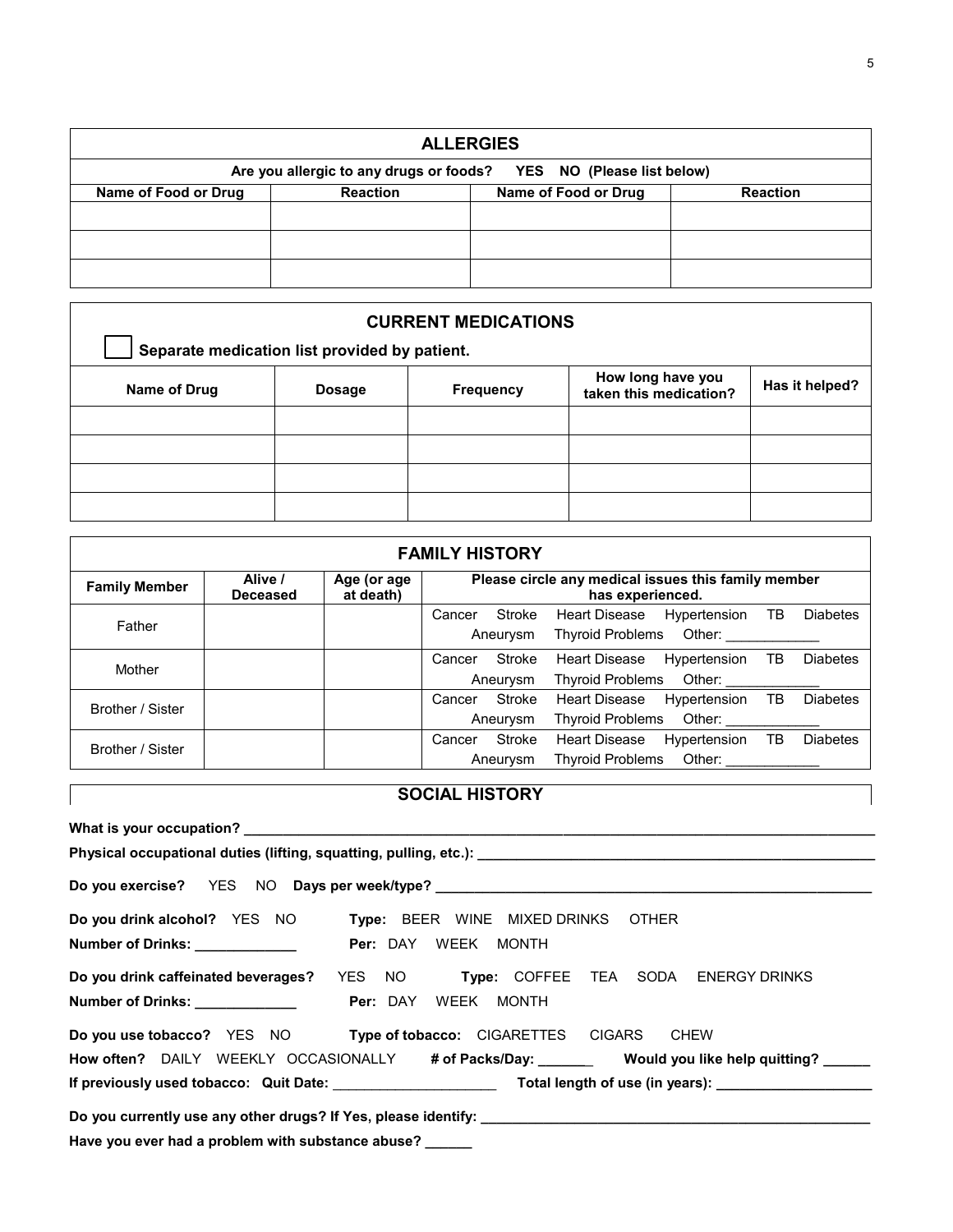## ALLERGIES

**Are you allergic to any drugs or foods? YES NO (Please list below)**

| Name of Food or Drug | Reaction | Name of Food or Drug | Reaction |
|---|---|---|---|
| | | | |
| | | | |
| | | | |

## CURRENT MEDICATIONS

☐ **Separate medication list provided by patient.**

| Name of Drug | Dosage | Frequency | How long have you taken this medication? | Has it helped? |
|---|---|---|---|---|
| | | | | |
| | | | | |
| | | | | |
| | | | | |

## FAMILY HISTORY

| Family Member | Alive / Deceased | Age (or age at death) | Please circle any medical issues this family member has experienced. |
|---|---|---|---|
| Father | | | Cancer Stroke Heart Disease Hypertension TB Diabetes Aneurysm Thyroid Problems Other: ____________ |
| Mother | | | Cancer Stroke Heart Disease Hypertension TB Diabetes Aneurysm Thyroid Problems Other: ____________ |
| Brother / Sister | | | Cancer Stroke Heart Disease Hypertension TB Diabetes Aneurysm Thyroid Problems Other: ____________ |
| Brother / Sister | | | Cancer Stroke Heart Disease Hypertension TB Diabetes Aneurysm Thyroid Problems Other: ____________ |

## SOCIAL HISTORY

**What is your occupation?** ____________________________________________

**Physical occupational duties (lifting, squatting, pulling, etc.):** ____________________________

**Do you exercise?** YES NO **Days per week/type?** ____________________________

**Do you drink alcohol?** YES NO **Type:** BEER WINE MIXED DRINKS OTHER

**Number of Drinks:** _____________ **Per:** DAY WEEK MONTH

**Do you drink caffeinated beverages?** YES NO **Type:** COFFEE TEA SODA ENERGY DRINKS

**Number of Drinks:** _____________ **Per:** DAY WEEK MONTH

**Do you use tobacco?** YES NO **Type of tobacco:** CIGARETTES CIGARS CHEW

**How often?** DAILY WEEKLY OCCASIONALLY **# of Packs/Day:** _______ **Would you like help quitting?** ______

**If previously used tobacco: Quit Date:** ____________________ **Total length of use (in years):** ____________________

**Do you currently use any other drugs? If Yes, please identify:** ____________________________

**Have you ever had a problem with substance abuse?** ______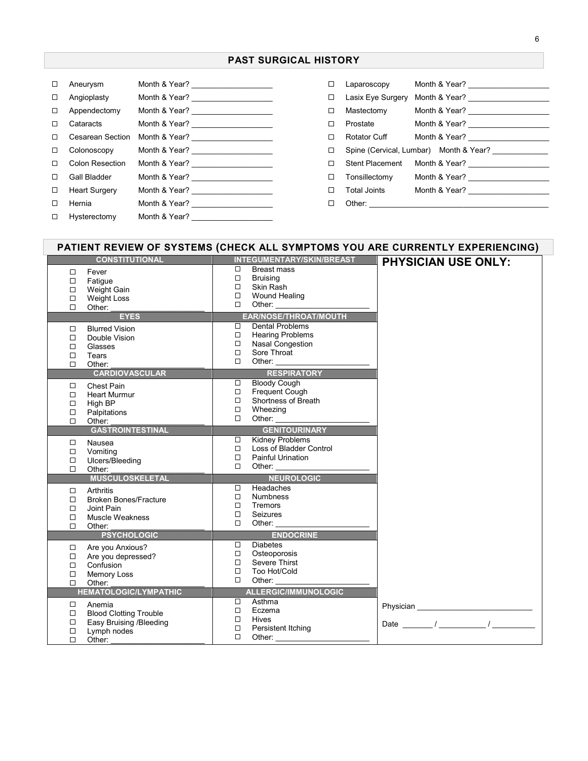## PAST SURGICAL HISTORY

- ☐ Aneurysm Month & Year? ___________________
- ☐ Angioplasty Month & Year? ___________________
- ☐ Appendectomy Month & Year? ___________________
- ☐ Cataracts Month & Year? ___________________
- ☐ Cesarean Section Month & Year? ___________________
- ☐ Colonoscopy Month & Year? ___________________
- ☐ Colon Resection Month & Year? ___________________
- ☐ Gall Bladder Month & Year? ___________________
- ☐ Heart Surgery Month & Year? ___________________
- ☐ Hernia Month & Year? ___________________
- ☐ Hysterectomy Month & Year? ___________________
- ☐ Laparoscopy Month & Year? ___________________
- ☐ Lasix Eye Surgery Month & Year? ___________________
- ☐ Mastectomy Month & Year? ___________________
- ☐ Prostate Month & Year? ___________________
- ☐ Rotator Cuff Month & Year? ___________________
- ☐ Spine (Cervical, Lumbar) Month & Year? _____________
- ☐ Stent Placement Month & Year? ___________________
- ☐ Tonsillectomy Month & Year? ___________________
- ☐ Total Joints Month & Year? ___________________
- ☐ Other: _________________________________________

## PATIENT REVIEW OF SYSTEMS (CHECK ALL SYMPTOMS YOU ARE CURRENTLY EXPERIENCING)

| CONSTITUTIONAL | INTEGUMENTARY/SKIN/BREAST | PHYSICIAN USE ONLY: |
|---|---|---|
| ☐ Fever<br>☐ Fatigue<br>☐ Weight Gain<br>☐ Weight Loss<br>☐ Other: ____________ | ☐ Breast mass<br>☐ Bruising<br>☐ Skin Rash<br>☐ Wound Healing<br>☐ Other: ____________ | |
| **EYES** | **EAR/NOSE/THROAT/MOUTH** | |
| ☐ Blurred Vision<br>☐ Double Vision<br>☐ Glasses<br>☐ Tears<br>☐ Other: ____________ | ☐ Dental Problems<br>☐ Hearing Problems<br>☐ Nasal Congestion<br>☐ Sore Throat<br>☐ Other: ____________ | |
| **CARDIOVASCULAR** | **RESPIRATORY** | |
| ☐ Chest Pain<br>☐ Heart Murmur<br>☐ High BP<br>☐ Palpitations<br>☐ Other: ____________ | ☐ Bloody Cough<br>☐ Frequent Cough<br>☐ Shortness of Breath<br>☐ Wheezing<br>☐ Other: ____________ | |
| **GASTROINTESTINAL** | **GENITOURINARY** | |
| ☐ Nausea<br>☐ Vomiting<br>☐ Ulcers/Bleeding<br>☐ Other: ____________ | ☐ Kidney Problems<br>☐ Loss of Bladder Control<br>☐ Painful Urination<br>☐ Other: ____________ | |
| **MUSCULOSKELETAL** | **NEUROLOGIC** | |
| ☐ Arthritis<br>☐ Broken Bones/Fracture<br>☐ Joint Pain<br>☐ Muscle Weakness<br>☐ Other: ____________ | ☐ Headaches<br>☐ Numbness<br>☐ Tremors<br>☐ Seizures<br>☐ Other: ____________ | |
| **PSYCHOLOGIC** | **ENDOCRINE** | |
| ☐ Are you Anxious?<br>☐ Are you depressed?<br>☐ Confusion<br>☐ Memory Loss<br>☐ Other: ____________ | ☐ Diabetes<br>☐ Osteoporosis<br>☐ Severe Thirst<br>☐ Too Hot/Cold<br>☐ Other: ____________ | |
| **HEMATOLOGIC/LYMPATHIC** | **ALLERGIC/IMMUNOLOGIC** | |
| ☐ Anemia<br>☐ Blood Clotting Trouble<br>☐ Easy Bruising /Bleeding<br>☐ Lymph nodes<br>☐ Other: ____________ | ☐ Asthma<br>☐ Eczema<br>☐ Hives<br>☐ Persistent Itching<br>☐ Other: ____________ | Physician ____________________<br>Date _______ / __________ / __________ |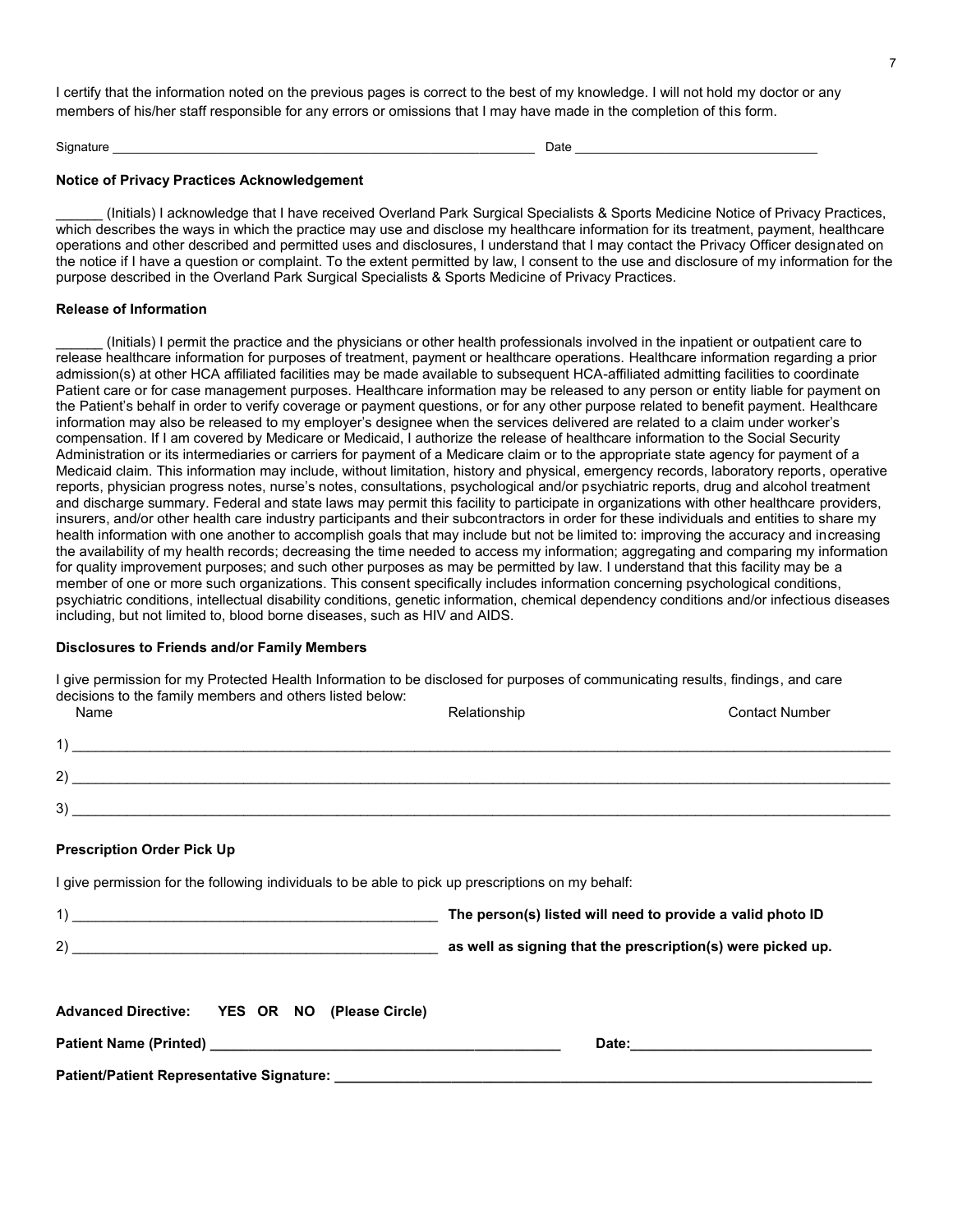I certify that the information noted on the previous pages is correct to the best of my knowledge. I will not hold my doctor or any members of his/her staff responsible for any errors or omissions that I may have made in the completion of this form.

Signature ____________________________________________________________ Date __________________________________

**Notice of Privacy Practices Acknowledgement**

______ (Initials) I acknowledge that I have received Overland Park Surgical Specialists & Sports Medicine Notice of Privacy Practices, which describes the ways in which the practice may use and disclose my healthcare information for its treatment, payment, healthcare operations and other described and permitted uses and disclosures, I understand that I may contact the Privacy Officer designated on the notice if I have a question or complaint. To the extent permitted by law, I consent to the use and disclosure of my information for the purpose described in the Overland Park Surgical Specialists & Sports Medicine of Privacy Practices.

**Release of Information**

______ (Initials) I permit the practice and the physicians or other health professionals involved in the inpatient or outpatient care to release healthcare information for purposes of treatment, payment or healthcare operations. Healthcare information regarding a prior admission(s) at other HCA affiliated facilities may be made available to subsequent HCA-affiliated admitting facilities to coordinate Patient care or for case management purposes. Healthcare information may be released to any person or entity liable for payment on the Patient's behalf in order to verify coverage or payment questions, or for any other purpose related to benefit payment. Healthcare information may also be released to my employer's designee when the services delivered are related to a claim under worker's compensation. If I am covered by Medicare or Medicaid, I authorize the release of healthcare information to the Social Security Administration or its intermediaries or carriers for payment of a Medicare claim or to the appropriate state agency for payment of a Medicaid claim. This information may include, without limitation, history and physical, emergency records, laboratory reports, operative reports, physician progress notes, nurse's notes, consultations, psychological and/or psychiatric reports, drug and alcohol treatment and discharge summary. Federal and state laws may permit this facility to participate in organizations with other healthcare providers, insurers, and/or other health care industry participants and their subcontractors in order for these individuals and entities to share my health information with one another to accomplish goals that may include but not be limited to: improving the accuracy and increasing the availability of my health records; decreasing the time needed to access my information; aggregating and comparing my information for quality improvement purposes; and such other purposes as may be permitted by law. I understand that this facility may be a member of one or more such organizations. This consent specifically includes information concerning psychological conditions, psychiatric conditions, intellectual disability conditions, genetic information, chemical dependency conditions and/or infectious diseases including, but not limited to, blood borne diseases, such as HIV and AIDS.

**Disclosures to Friends and/or Family Members**

I give permission for my Protected Health Information to be disclosed for purposes of communicating results, findings, and care decisions to the family members and others listed below:

| Name | Relationship | Contact Number |
|---|---|---|
| 1) | | |
| 2) | | |
| 3) | | |

**Prescription Order Pick Up**

I give permission for the following individuals to be able to pick up prescriptions on my behalf:

1) ________________________________________________ **The person(s) listed will need to provide a valid photo ID**

2) ________________________________________________ **as well as signing that the prescription(s) were picked up.**

**Advanced Directive: YES OR NO (Please Circle)**

**Patient Name (Printed)** ______________________________________________ **Date:**______________________________

**Patient/Patient Representative Signature:** _______________________________________________________________________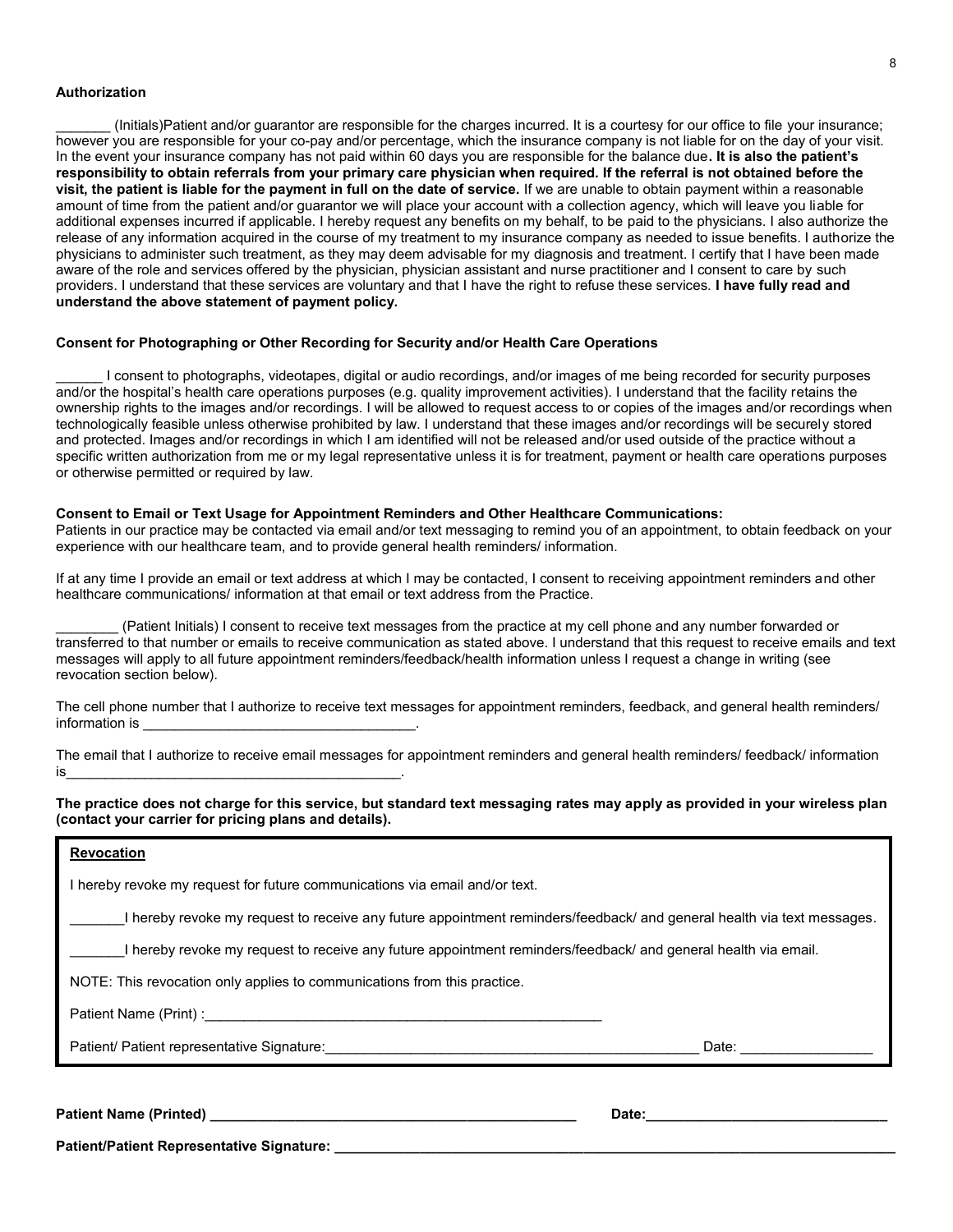**Authorization**

_______ (Initials)Patient and/or guarantor are responsible for the charges incurred. It is a courtesy for our office to file your insurance; however you are responsible for your co-pay and/or percentage, which the insurance company is not liable for on the day of your visit. In the event your insurance company has not paid within 60 days you are responsible for the balance due**. It is also the patient's responsibility to obtain referrals from your primary care physician when required. If the referral is not obtained before the visit, the patient is liable for the payment in full on the date of service.** If we are unable to obtain payment within a reasonable amount of time from the patient and/or guarantor we will place your account with a collection agency, which will leave you liable for additional expenses incurred if applicable. I hereby request any benefits on my behalf, to be paid to the physicians. I also authorize the release of any information acquired in the course of my treatment to my insurance company as needed to issue benefits. I authorize the physicians to administer such treatment, as they may deem advisable for my diagnosis and treatment. I certify that I have been made aware of the role and services offered by the physician, physician assistant and nurse practitioner and I consent to care by such providers. I understand that these services are voluntary and that I have the right to refuse these services. **I have fully read and understand the above statement of payment policy.**

**Consent for Photographing or Other Recording for Security and/or Health Care Operations**

______ I consent to photographs, videotapes, digital or audio recordings, and/or images of me being recorded for security purposes and/or the hospital's health care operations purposes (e.g. quality improvement activities). I understand that the facility retains the ownership rights to the images and/or recordings. I will be allowed to request access to or copies of the images and/or recordings when technologically feasible unless otherwise prohibited by law. I understand that these images and/or recordings will be securely stored and protected. Images and/or recordings in which I am identified will not be released and/or used outside of the practice without a specific written authorization from me or my legal representative unless it is for treatment, payment or health care operations purposes or otherwise permitted or required by law.

**Consent to Email or Text Usage for Appointment Reminders and Other Healthcare Communications:**

Patients in our practice may be contacted via email and/or text messaging to remind you of an appointment, to obtain feedback on your experience with our healthcare team, and to provide general health reminders/ information.

If at any time I provide an email or text address at which I may be contacted, I consent to receiving appointment reminders and other healthcare communications/ information at that email or text address from the Practice.

________ (Patient Initials) I consent to receive text messages from the practice at my cell phone and any number forwarded or transferred to that number or emails to receive communication as stated above. I understand that this request to receive emails and text messages will apply to all future appointment reminders/feedback/health information unless I request a change in writing (see revocation section below).

The cell phone number that I authorize to receive text messages for appointment reminders, feedback, and general health reminders/ information is __________________________________.

The email that I authorize to receive email messages for appointment reminders and general health reminders/ feedback/ information is___________________________________________.

**The practice does not charge for this service, but standard text messaging rates may apply as provided in your wireless plan (contact your carrier for pricing plans and details).**

**Revocation**

I hereby revoke my request for future communications via email and/or text.

_______I hereby revoke my request to receive any future appointment reminders/feedback/ and general health via text messages.

_______I hereby revoke my request to receive any future appointment reminders/feedback/ and general health via email.

NOTE: This revocation only applies to communications from this practice.

Patient Name (Print) :_____________________________________________________

Patient/ Patient representative Signature:_________________________________________________ Date: ________________

**Patient Name (Printed) _________________________________________________ Date:_______________________________**

**Patient/Patient Representative Signature: ___________________________________________________________________________**